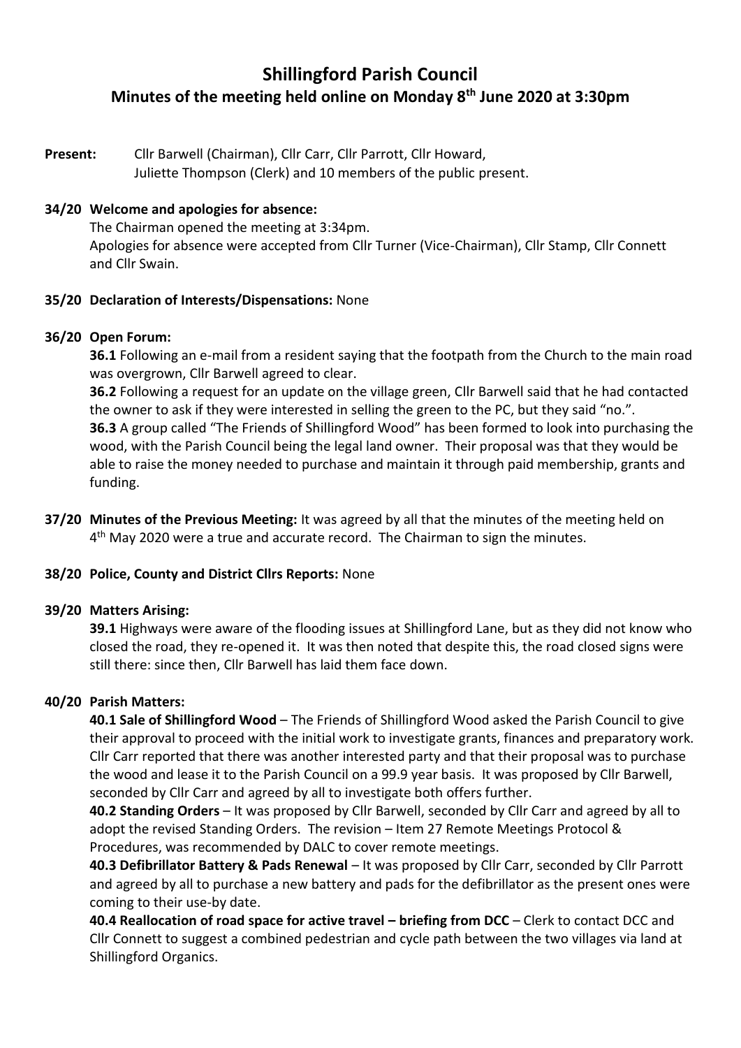# Shillingford Parish Council

## Minutes of the meeting held online on Monday 8th June 2020 at 3:30pm

**Present:** Cllr Barwell (Chairman), Cllr Carr, Cllr Parrott, Cllr Howard, Juliette Thompson (Clerk) and 10 members of the public present.

**34/20 Welcome and apologies for absence:**

The Chairman opened the meeting at 3:34pm.
Apologies for absence were accepted from Cllr Turner (Vice-Chairman), Cllr Stamp, Cllr Connett and Cllr Swain.

**35/20 Declaration of Interests/Dispensations:** None

**36/20 Open Forum:**

**36.1** Following an e-mail from a resident saying that the footpath from the Church to the main road was overgrown, Cllr Barwell agreed to clear.

**36.2** Following a request for an update on the village green, Cllr Barwell said that he had contacted the owner to ask if they were interested in selling the green to the PC, but they said "no.".

**36.3** A group called "The Friends of Shillingford Wood" has been formed to look into purchasing the wood, with the Parish Council being the legal land owner. Their proposal was that they would be able to raise the money needed to purchase and maintain it through paid membership, grants and funding.

**37/20 Minutes of the Previous Meeting:** It was agreed by all that the minutes of the meeting held on 4th May 2020 were a true and accurate record. The Chairman to sign the minutes.

**38/20 Police, County and District Cllrs Reports:** None

**39/20 Matters Arising:**

**39.1** Highways were aware of the flooding issues at Shillingford Lane, but as they did not know who closed the road, they re-opened it. It was then noted that despite this, the road closed signs were still there: since then, Cllr Barwell has laid them face down.

**40/20 Parish Matters:**

**40.1 Sale of Shillingford Wood** – The Friends of Shillingford Wood asked the Parish Council to give their approval to proceed with the initial work to investigate grants, finances and preparatory work. Cllr Carr reported that there was another interested party and that their proposal was to purchase the wood and lease it to the Parish Council on a 99.9 year basis. It was proposed by Cllr Barwell, seconded by Cllr Carr and agreed by all to investigate both offers further.

**40.2 Standing Orders** – It was proposed by Cllr Barwell, seconded by Cllr Carr and agreed by all to adopt the revised Standing Orders. The revision – Item 27 Remote Meetings Protocol & Procedures, was recommended by DALC to cover remote meetings.

**40.3 Defibrillator Battery & Pads Renewal** – It was proposed by Cllr Carr, seconded by Cllr Parrott and agreed by all to purchase a new battery and pads for the defibrillator as the present ones were coming to their use-by date.

**40.4 Reallocation of road space for active travel – briefing from DCC** – Clerk to contact DCC and Cllr Connett to suggest a combined pedestrian and cycle path between the two villages via land at Shillingford Organics.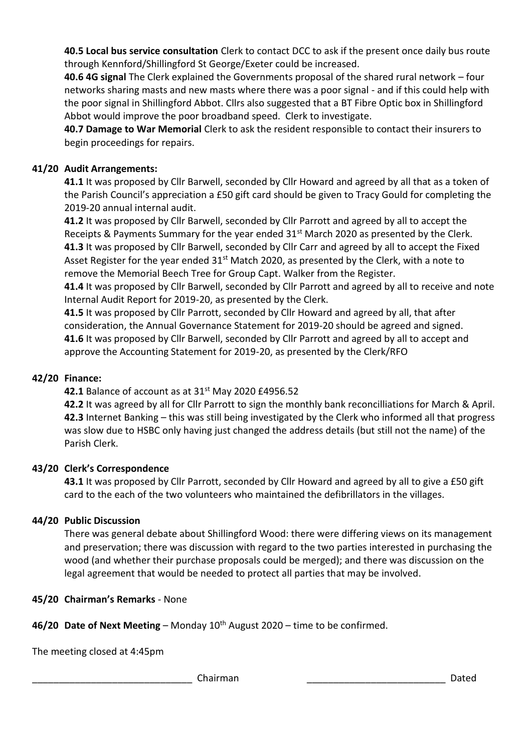**40.5 Local bus service consultation** Clerk to contact DCC to ask if the present once daily bus route through Kennford/Shillingford St George/Exeter could be increased.

**40.6 4G signal** The Clerk explained the Governments proposal of the shared rural network – four networks sharing masts and new masts where there was a poor signal - and if this could help with the poor signal in Shillingford Abbot. Cllrs also suggested that a BT Fibre Optic box in Shillingford Abbot would improve the poor broadband speed. Clerk to investigate.

**40.7 Damage to War Memorial** Clerk to ask the resident responsible to contact their insurers to begin proceedings for repairs.

## 41/20 Audit Arrangements:

**41.1** It was proposed by Cllr Barwell, seconded by Cllr Howard and agreed by all that as a token of the Parish Council's appreciation a £50 gift card should be given to Tracy Gould for completing the 2019-20 annual internal audit.

**41.2** It was proposed by Cllr Barwell, seconded by Cllr Parrott and agreed by all to accept the Receipts & Payments Summary for the year ended 31st March 2020 as presented by the Clerk.

**41.3** It was proposed by Cllr Barwell, seconded by Cllr Carr and agreed by all to accept the Fixed Asset Register for the year ended 31st Match 2020, as presented by the Clerk, with a note to remove the Memorial Beech Tree for Group Capt. Walker from the Register.

**41.4** It was proposed by Cllr Barwell, seconded by Cllr Parrott and agreed by all to receive and note Internal Audit Report for 2019-20, as presented by the Clerk.

**41.5** It was proposed by Cllr Parrott, seconded by Cllr Howard and agreed by all, that after consideration, the Annual Governance Statement for 2019-20 should be agreed and signed.

**41.6** It was proposed by Cllr Barwell, seconded by Cllr Parrott and agreed by all to accept and approve the Accounting Statement for 2019-20, as presented by the Clerk/RFO

## 42/20 Finance:

**42.1** Balance of account as at 31st May 2020 £4956.52

**42.2** It was agreed by all for Cllr Parrott to sign the monthly bank reconcilliations for March & April.

**42.3** Internet Banking – this was still being investigated by the Clerk who informed all that progress was slow due to HSBC only having just changed the address details (but still not the name) of the Parish Clerk.

## 43/20 Clerk's Correspondence

**43.1** It was proposed by Cllr Parrott, seconded by Cllr Howard and agreed by all to give a £50 gift card to the each of the two volunteers who maintained the defibrillators in the villages.

## 44/20 Public Discussion

There was general debate about Shillingford Wood: there were differing views on its management and preservation; there was discussion with regard to the two parties interested in purchasing the wood (and whether their purchase proposals could be merged); and there was discussion on the legal agreement that would be needed to protect all parties that may be involved.

## 45/20 Chairman's Remarks - None

## 46/20 Date of Next Meeting – Monday 10th August 2020 – time to be confirmed.

The meeting closed at 4:45pm

______________________________ Chairman ______________________________ Dated